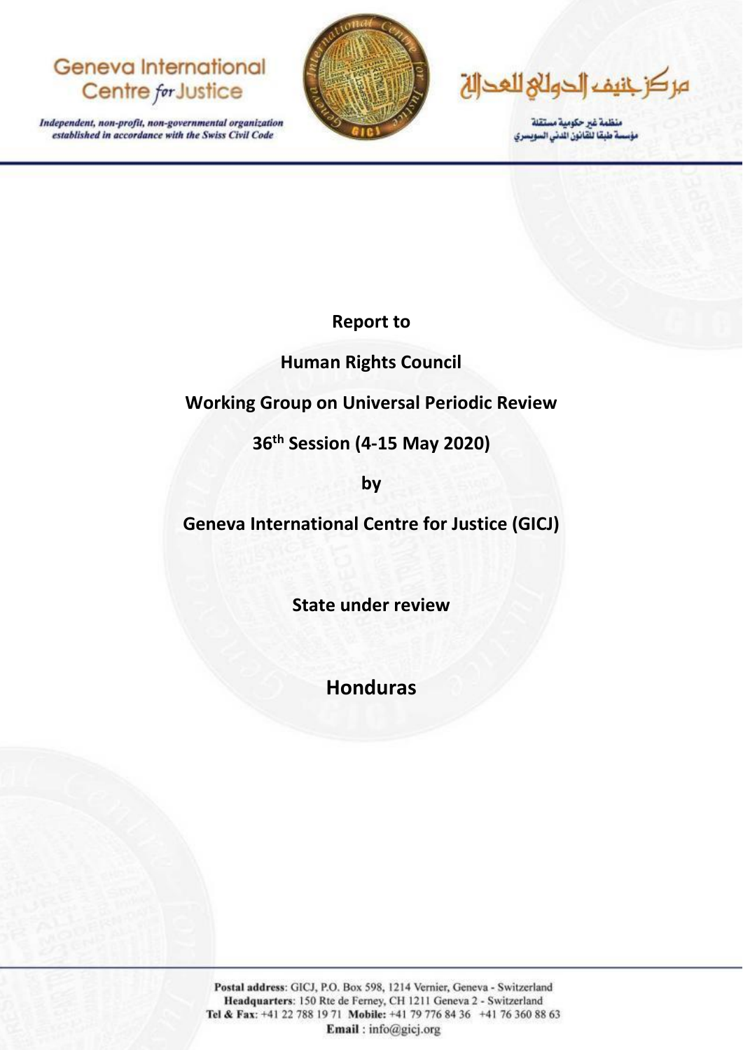Geneva International Centre for Justice

*Independent, non-profit, non-governmental organization established in accordance with the Swiss Civil Code*

مركز جنيف الدولي للعدالة

منظمة غير حكومية مستقلة
مؤسسة طبقا للقانون المدني السويسري

**Report to**

**Human Rights Council**

**Working Group on Universal Periodic Review**

**36th Session (4-15 May 2020)**

**by**

**Geneva International Centre for Justice (GICJ)**

**State under review**

# Honduras

**Postal address**: GICJ, P.O. Box 598, 1214 Vernier, Geneva - Switzerland
**Headquarters**: 150 Rte de Ferney, CH 1211 Geneva 2 - Switzerland
**Tel & Fax**: +41 22 788 19 71 **Mobile:** +41 79 776 84 36 +41 76 360 88 63
**Email** : info@gicj.org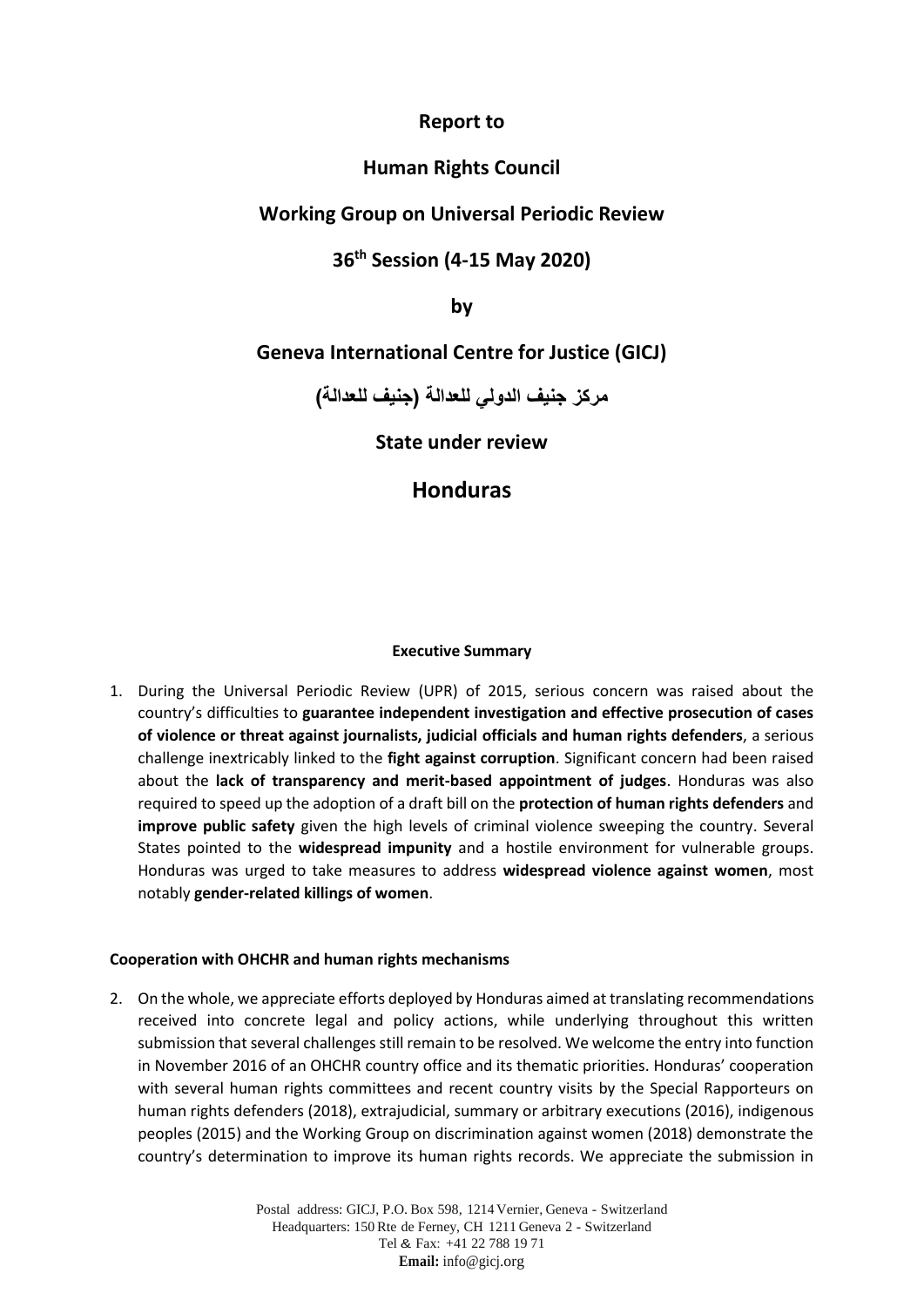**Report to**

**Human Rights Council**

**Working Group on Universal Periodic Review**

**36th Session (4-15 May 2020)**

**by**

**Geneva International Centre for Justice (GICJ)**

**مركز جنيف الدولي للعدالة (جنيف للعدالة)**

**State under review**

# Honduras

**Executive Summary**

1. During the Universal Periodic Review (UPR) of 2015, serious concern was raised about the country's difficulties to **guarantee independent investigation and effective prosecution of cases of violence or threat against journalists, judicial officials and human rights defenders**, a serious challenge inextricably linked to the **fight against corruption**. Significant concern had been raised about the **lack of transparency and merit-based appointment of judges**. Honduras was also required to speed up the adoption of a draft bill on the **protection of human rights defenders** and **improve public safety** given the high levels of criminal violence sweeping the country. Several States pointed to the **widespread impunity** and a hostile environment for vulnerable groups. Honduras was urged to take measures to address **widespread violence against women**, most notably **gender-related killings of women**.

**Cooperation with OHCHR and human rights mechanisms**

2. On the whole, we appreciate efforts deployed by Honduras aimed at translating recommendations received into concrete legal and policy actions, while underlying throughout this written submission that several challenges still remain to be resolved. We welcome the entry into function in November 2016 of an OHCHR country office and its thematic priorities. Honduras' cooperation with several human rights committees and recent country visits by the Special Rapporteurs on human rights defenders (2018), extrajudicial, summary or arbitrary executions (2016), indigenous peoples (2015) and the Working Group on discrimination against women (2018) demonstrate the country's determination to improve its human rights records. We appreciate the submission in

Postal address: GICJ, P.O. Box 598, 1214 Vernier, Geneva - Switzerland
Headquarters: 150 Rte de Ferney, CH 1211 Geneva 2 - Switzerland
Tel & Fax: +41 22 788 19 71
**Email:** info@gicj.org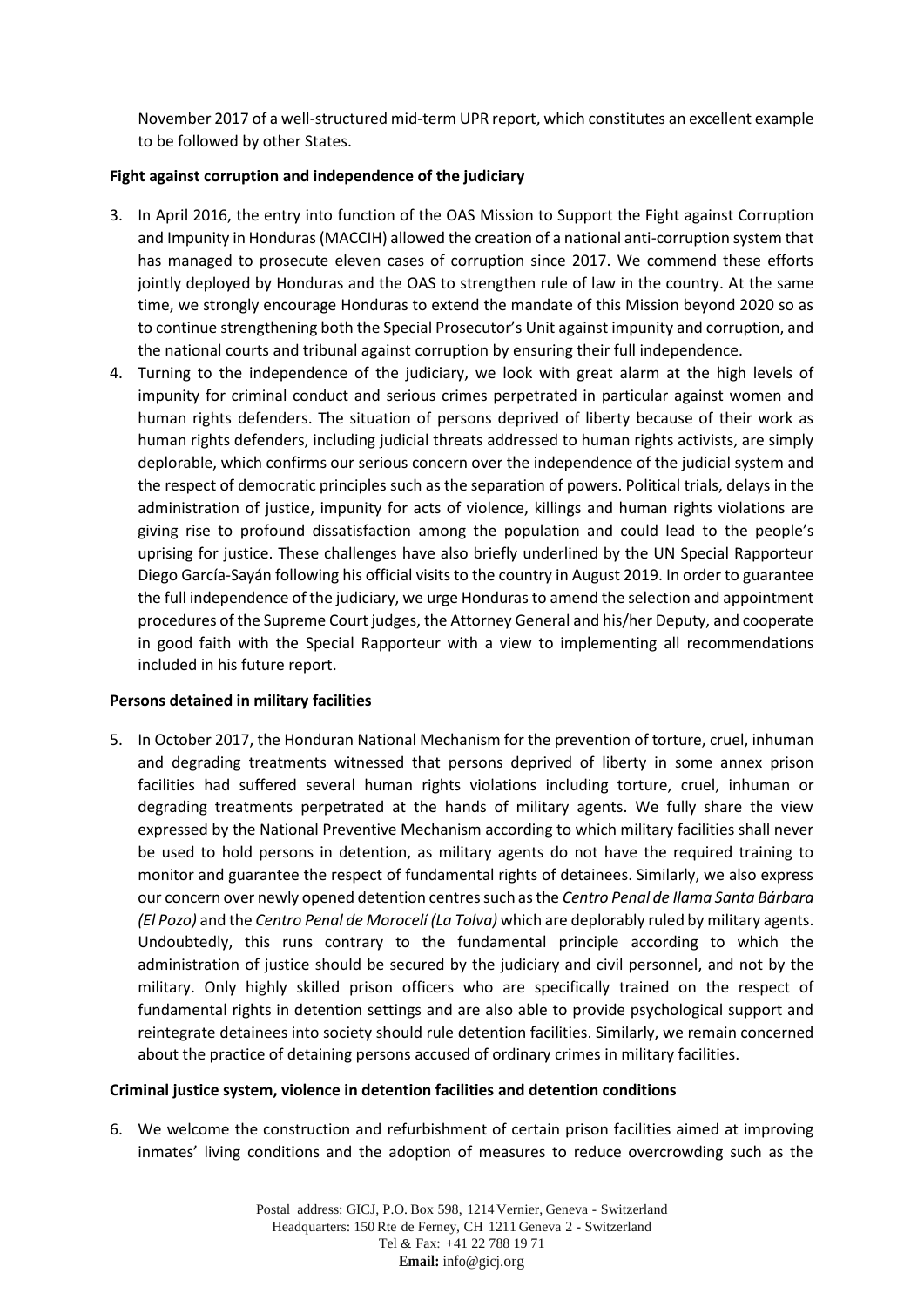November 2017 of a well-structured mid-term UPR report, which constitutes an excellent example to be followed by other States.

**Fight against corruption and independence of the judiciary**

3. In April 2016, the entry into function of the OAS Mission to Support the Fight against Corruption and Impunity in Honduras (MACCIH) allowed the creation of a national anti-corruption system that has managed to prosecute eleven cases of corruption since 2017. We commend these efforts jointly deployed by Honduras and the OAS to strengthen rule of law in the country. At the same time, we strongly encourage Honduras to extend the mandate of this Mission beyond 2020 so as to continue strengthening both the Special Prosecutor's Unit against impunity and corruption, and the national courts and tribunal against corruption by ensuring their full independence.
4. Turning to the independence of the judiciary, we look with great alarm at the high levels of impunity for criminal conduct and serious crimes perpetrated in particular against women and human rights defenders. The situation of persons deprived of liberty because of their work as human rights defenders, including judicial threats addressed to human rights activists, are simply deplorable, which confirms our serious concern over the independence of the judicial system and the respect of democratic principles such as the separation of powers. Political trials, delays in the administration of justice, impunity for acts of violence, killings and human rights violations are giving rise to profound dissatisfaction among the population and could lead to the people's uprising for justice. These challenges have also briefly underlined by the UN Special Rapporteur Diego García-Sayán following his official visits to the country in August 2019. In order to guarantee the full independence of the judiciary, we urge Honduras to amend the selection and appointment procedures of the Supreme Court judges, the Attorney General and his/her Deputy, and cooperate in good faith with the Special Rapporteur with a view to implementing all recommendations included in his future report.

**Persons detained in military facilities**

5. In October 2017, the Honduran National Mechanism for the prevention of torture, cruel, inhuman and degrading treatments witnessed that persons deprived of liberty in some annex prison facilities had suffered several human rights violations including torture, cruel, inhuman or degrading treatments perpetrated at the hands of military agents. We fully share the view expressed by the National Preventive Mechanism according to which military facilities shall never be used to hold persons in detention, as military agents do not have the required training to monitor and guarantee the respect of fundamental rights of detainees. Similarly, we also express our concern over newly opened detention centres such as the *Centro Penal de Ilama Santa Bárbara (El Pozo)* and the *Centro Penal de Morocelí (La Tolva)* which are deplorably ruled by military agents. Undoubtedly, this runs contrary to the fundamental principle according to which the administration of justice should be secured by the judiciary and civil personnel, and not by the military. Only highly skilled prison officers who are specifically trained on the respect of fundamental rights in detention settings and are also able to provide psychological support and reintegrate detainees into society should rule detention facilities. Similarly, we remain concerned about the practice of detaining persons accused of ordinary crimes in military facilities.

**Criminal justice system, violence in detention facilities and detention conditions**

6. We welcome the construction and refurbishment of certain prison facilities aimed at improving inmates' living conditions and the adoption of measures to reduce overcrowding such as the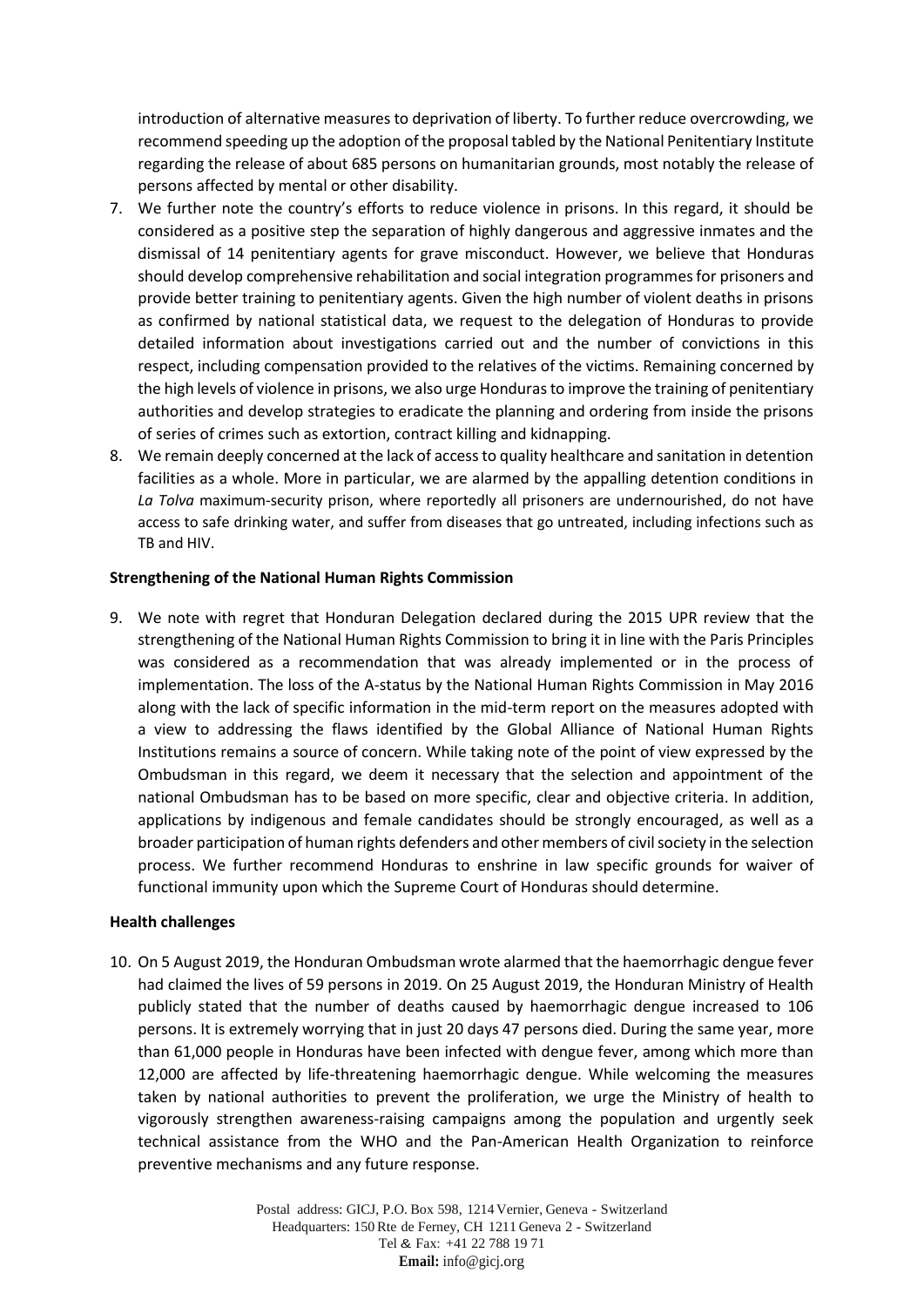introduction of alternative measures to deprivation of liberty. To further reduce overcrowding, we recommend speeding up the adoption of the proposal tabled by the National Penitentiary Institute regarding the release of about 685 persons on humanitarian grounds, most notably the release of persons affected by mental or other disability.

7. We further note the country's efforts to reduce violence in prisons. In this regard, it should be considered as a positive step the separation of highly dangerous and aggressive inmates and the dismissal of 14 penitentiary agents for grave misconduct. However, we believe that Honduras should develop comprehensive rehabilitation and social integration programmes for prisoners and provide better training to penitentiary agents. Given the high number of violent deaths in prisons as confirmed by national statistical data, we request to the delegation of Honduras to provide detailed information about investigations carried out and the number of convictions in this respect, including compensation provided to the relatives of the victims. Remaining concerned by the high levels of violence in prisons, we also urge Honduras to improve the training of penitentiary authorities and develop strategies to eradicate the planning and ordering from inside the prisons of series of crimes such as extortion, contract killing and kidnapping.
8. We remain deeply concerned at the lack of access to quality healthcare and sanitation in detention facilities as a whole. More in particular, we are alarmed by the appalling detention conditions in *La Tolva* maximum-security prison, where reportedly all prisoners are undernourished, do not have access to safe drinking water, and suffer from diseases that go untreated, including infections such as TB and HIV.

**Strengthening of the National Human Rights Commission**

9. We note with regret that Honduran Delegation declared during the 2015 UPR review that the strengthening of the National Human Rights Commission to bring it in line with the Paris Principles was considered as a recommendation that was already implemented or in the process of implementation. The loss of the A-status by the National Human Rights Commission in May 2016 along with the lack of specific information in the mid-term report on the measures adopted with a view to addressing the flaws identified by the Global Alliance of National Human Rights Institutions remains a source of concern. While taking note of the point of view expressed by the Ombudsman in this regard, we deem it necessary that the selection and appointment of the national Ombudsman has to be based on more specific, clear and objective criteria. In addition, applications by indigenous and female candidates should be strongly encouraged, as well as a broader participation of human rights defenders and other members of civil society in the selection process. We further recommend Honduras to enshrine in law specific grounds for waiver of functional immunity upon which the Supreme Court of Honduras should determine.

**Health challenges**

10. On 5 August 2019, the Honduran Ombudsman wrote alarmed that the haemorrhagic dengue fever had claimed the lives of 59 persons in 2019. On 25 August 2019, the Honduran Ministry of Health publicly stated that the number of deaths caused by haemorrhagic dengue increased to 106 persons. It is extremely worrying that in just 20 days 47 persons died. During the same year, more than 61,000 people in Honduras have been infected with dengue fever, among which more than 12,000 are affected by life-threatening haemorrhagic dengue. While welcoming the measures taken by national authorities to prevent the proliferation, we urge the Ministry of health to vigorously strengthen awareness-raising campaigns among the population and urgently seek technical assistance from the WHO and the Pan-American Health Organization to reinforce preventive mechanisms and any future response.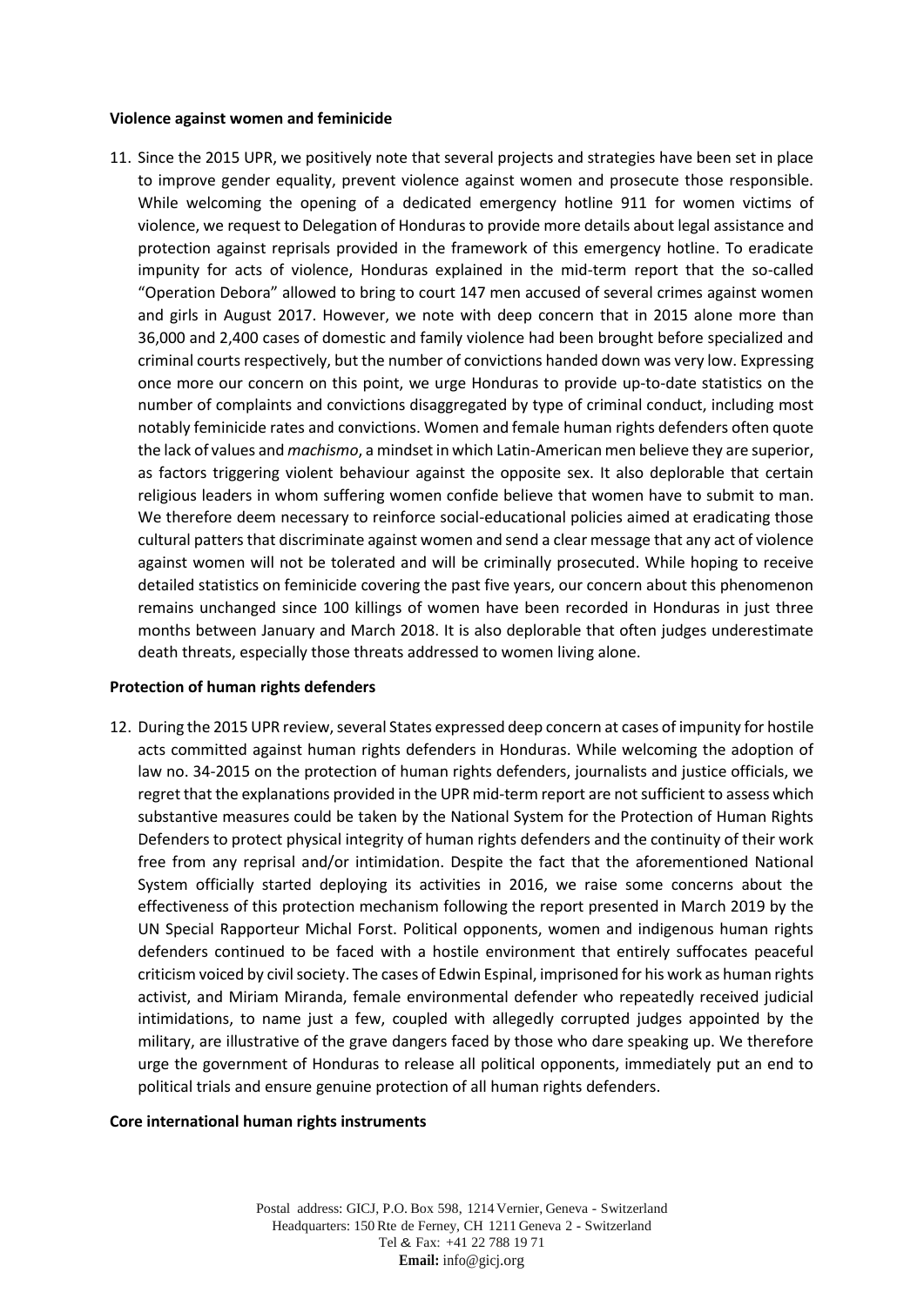**Violence against women and feminicide**

11. Since the 2015 UPR, we positively note that several projects and strategies have been set in place to improve gender equality, prevent violence against women and prosecute those responsible. While welcoming the opening of a dedicated emergency hotline 911 for women victims of violence, we request to Delegation of Honduras to provide more details about legal assistance and protection against reprisals provided in the framework of this emergency hotline. To eradicate impunity for acts of violence, Honduras explained in the mid-term report that the so-called "Operation Debora" allowed to bring to court 147 men accused of several crimes against women and girls in August 2017. However, we note with deep concern that in 2015 alone more than 36,000 and 2,400 cases of domestic and family violence had been brought before specialized and criminal courts respectively, but the number of convictions handed down was very low. Expressing once more our concern on this point, we urge Honduras to provide up-to-date statistics on the number of complaints and convictions disaggregated by type of criminal conduct, including most notably feminicide rates and convictions. Women and female human rights defenders often quote the lack of values and *machismo*, a mindset in which Latin-American men believe they are superior, as factors triggering violent behaviour against the opposite sex. It also deplorable that certain religious leaders in whom suffering women confide believe that women have to submit to man. We therefore deem necessary to reinforce social-educational policies aimed at eradicating those cultural patters that discriminate against women and send a clear message that any act of violence against women will not be tolerated and will be criminally prosecuted. While hoping to receive detailed statistics on feminicide covering the past five years, our concern about this phenomenon remains unchanged since 100 killings of women have been recorded in Honduras in just three months between January and March 2018. It is also deplorable that often judges underestimate death threats, especially those threats addressed to women living alone.

**Protection of human rights defenders**

12. During the 2015 UPR review, several States expressed deep concern at cases of impunity for hostile acts committed against human rights defenders in Honduras. While welcoming the adoption of law no. 34-2015 on the protection of human rights defenders, journalists and justice officials, we regret that the explanations provided in the UPR mid-term report are not sufficient to assess which substantive measures could be taken by the National System for the Protection of Human Rights Defenders to protect physical integrity of human rights defenders and the continuity of their work free from any reprisal and/or intimidation. Despite the fact that the aforementioned National System officially started deploying its activities in 2016, we raise some concerns about the effectiveness of this protection mechanism following the report presented in March 2019 by the UN Special Rapporteur Michal Forst. Political opponents, women and indigenous human rights defenders continued to be faced with a hostile environment that entirely suffocates peaceful criticism voiced by civil society. The cases of Edwin Espinal, imprisoned for his work as human rights activist, and Miriam Miranda, female environmental defender who repeatedly received judicial intimidations, to name just a few, coupled with allegedly corrupted judges appointed by the military, are illustrative of the grave dangers faced by those who dare speaking up. We therefore urge the government of Honduras to release all political opponents, immediately put an end to political trials and ensure genuine protection of all human rights defenders.

**Core international human rights instruments**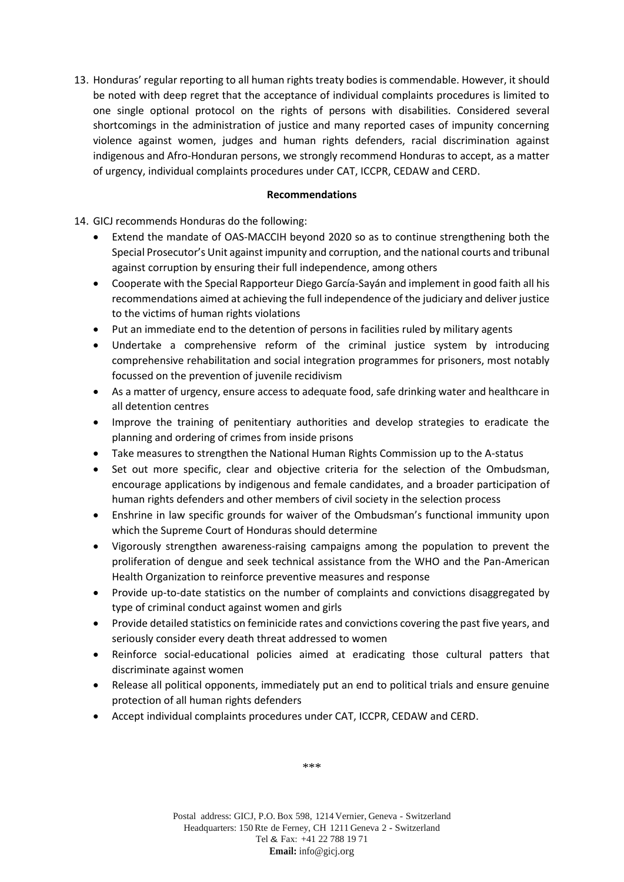13. Honduras' regular reporting to all human rights treaty bodies is commendable. However, it should be noted with deep regret that the acceptance of individual complaints procedures is limited to one single optional protocol on the rights of persons with disabilities. Considered several shortcomings in the administration of justice and many reported cases of impunity concerning violence against women, judges and human rights defenders, racial discrimination against indigenous and Afro-Honduran persons, we strongly recommend Honduras to accept, as a matter of urgency, individual complaints procedures under CAT, ICCPR, CEDAW and CERD.

**Recommendations**

14. GICJ recommends Honduras do the following:
    - Extend the mandate of OAS-MACCIH beyond 2020 so as to continue strengthening both the Special Prosecutor's Unit against impunity and corruption, and the national courts and tribunal against corruption by ensuring their full independence, among others
    - Cooperate with the Special Rapporteur Diego García-Sayán and implement in good faith all his recommendations aimed at achieving the full independence of the judiciary and deliver justice to the victims of human rights violations
    - Put an immediate end to the detention of persons in facilities ruled by military agents
    - Undertake a comprehensive reform of the criminal justice system by introducing comprehensive rehabilitation and social integration programmes for prisoners, most notably focussed on the prevention of juvenile recidivism
    - As a matter of urgency, ensure access to adequate food, safe drinking water and healthcare in all detention centres
    - Improve the training of penitentiary authorities and develop strategies to eradicate the planning and ordering of crimes from inside prisons
    - Take measures to strengthen the National Human Rights Commission up to the A-status
    - Set out more specific, clear and objective criteria for the selection of the Ombudsman, encourage applications by indigenous and female candidates, and a broader participation of human rights defenders and other members of civil society in the selection process
    - Enshrine in law specific grounds for waiver of the Ombudsman's functional immunity upon which the Supreme Court of Honduras should determine
    - Vigorously strengthen awareness-raising campaigns among the population to prevent the proliferation of dengue and seek technical assistance from the WHO and the Pan-American Health Organization to reinforce preventive measures and response
    - Provide up-to-date statistics on the number of complaints and convictions disaggregated by type of criminal conduct against women and girls
    - Provide detailed statistics on feminicide rates and convictions covering the past five years, and seriously consider every death threat addressed to women
    - Reinforce social-educational policies aimed at eradicating those cultural patters that discriminate against women
    - Release all political opponents, immediately put an end to political trials and ensure genuine protection of all human rights defenders
    - Accept individual complaints procedures under CAT, ICCPR, CEDAW and CERD.

***

Postal address: GICJ, P.O. Box 598, 1214 Vernier, Geneva - Switzerland
Headquarters: 150 Rte de Ferney, CH 1211 Geneva 2 - Switzerland
Tel & Fax: +41 22 788 19 71
**Email:** info@gicj.org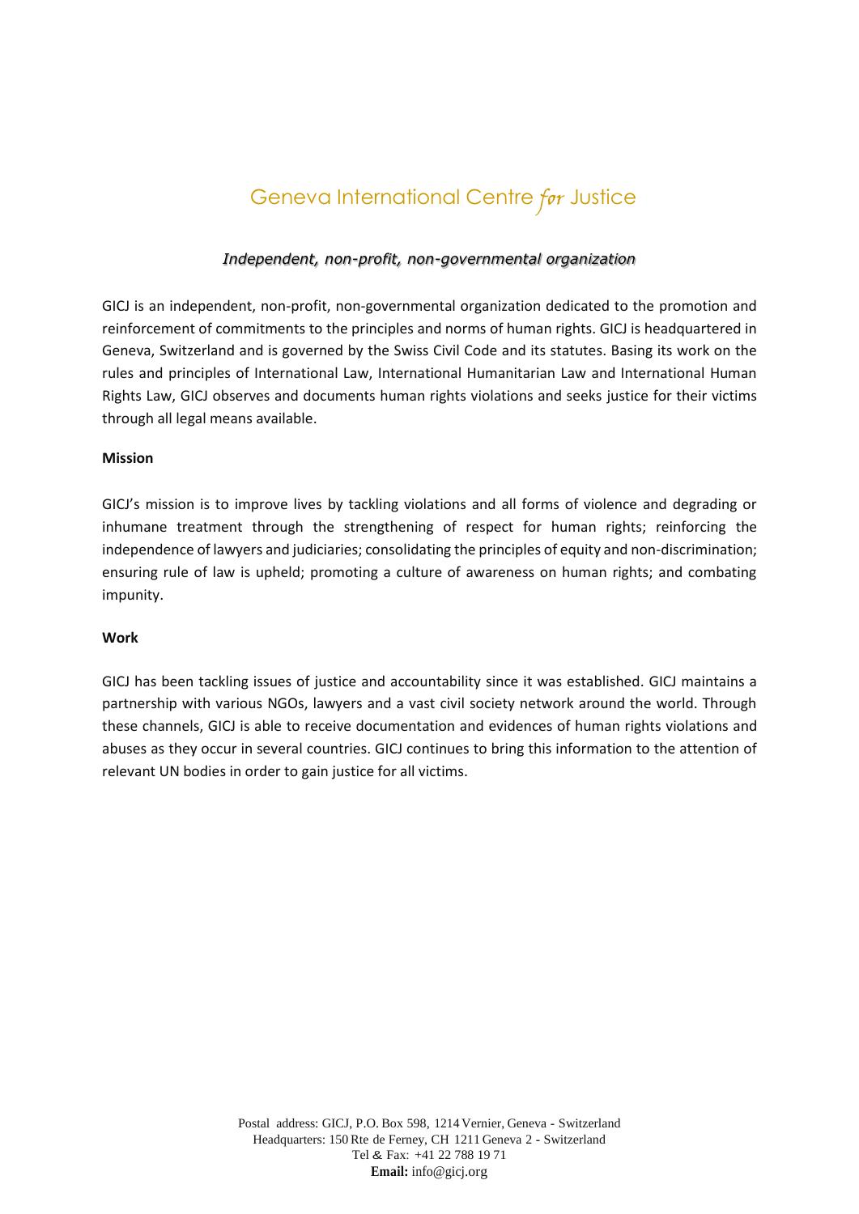# Geneva International Centre *for* Justice

*Independent, non-profit, non-governmental organization*

GICJ is an independent, non-profit, non-governmental organization dedicated to the promotion and reinforcement of commitments to the principles and norms of human rights. GICJ is headquartered in Geneva, Switzerland and is governed by the Swiss Civil Code and its statutes. Basing its work on the rules and principles of International Law, International Humanitarian Law and International Human Rights Law, GICJ observes and documents human rights violations and seeks justice for their victims through all legal means available.

**Mission**

GICJ's mission is to improve lives by tackling violations and all forms of violence and degrading or inhumane treatment through the strengthening of respect for human rights; reinforcing the independence of lawyers and judiciaries; consolidating the principles of equity and non-discrimination; ensuring rule of law is upheld; promoting a culture of awareness on human rights; and combating impunity.

**Work**

GICJ has been tackling issues of justice and accountability since it was established. GICJ maintains a partnership with various NGOs, lawyers and a vast civil society network around the world. Through these channels, GICJ is able to receive documentation and evidences of human rights violations and abuses as they occur in several countries. GICJ continues to bring this information to the attention of relevant UN bodies in order to gain justice for all victims.

Postal address: GICJ, P.O. Box 598, 1214 Vernier, Geneva - Switzerland
Headquarters: 150 Rte de Ferney, CH 1211 Geneva 2 - Switzerland
Tel & Fax: +41 22 788 19 71
**Email:** info@gicj.org